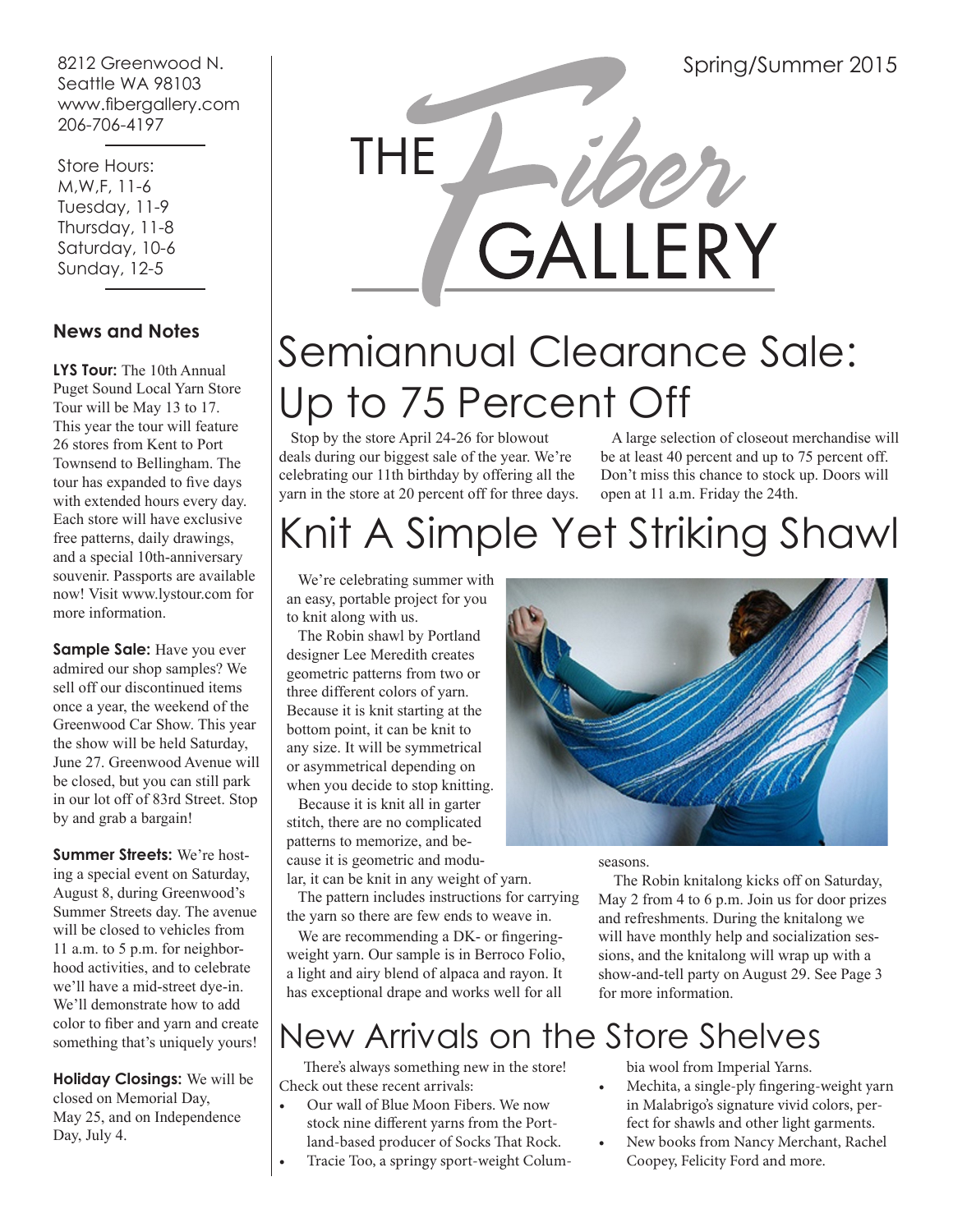8212 Greenwood N.
Seattle WA 98103
www.fibergallery.com
206-706-4197

Store Hours:
M,W,F, 11-6
Tuesday, 11-9
Thursday, 11-8
Saturday, 10-6
Sunday, 12-5

Spring/Summer 2015

# THE Fiber GALLERY

### News and Notes

**LYS Tour:** The 10th Annual Puget Sound Local Yarn Store Tour will be May 13 to 17. This year the tour will feature 26 stores from Kent to Port Townsend to Bellingham. The tour has expanded to five days with extended hours every day. Each store will have exclusive free patterns, daily drawings, and a special 10th-anniversary souvenir. Passports are available now! Visit www.lystour.com for more information.

**Sample Sale:** Have you ever admired our shop samples? We sell off our discontinued items once a year, the weekend of the Greenwood Car Show. This year the show will be held Saturday, June 27. Greenwood Avenue will be closed, but you can still park in our lot off of 83rd Street. Stop by and grab a bargain!

**Summer Streets:** We're hosting a special event on Saturday, August 8, during Greenwood's Summer Streets day. The avenue will be closed to vehicles from 11 a.m. to 5 p.m. for neighborhood activities, and to celebrate we'll have a mid-street dye-in. We'll demonstrate how to add color to fiber and yarn and create something that's uniquely yours!

**Holiday Closings:** We will be closed on Memorial Day, May 25, and on Independence Day, July 4.

## Semiannual Clearance Sale: Up to 75 Percent Off

Stop by the store April 24-26 for blowout deals during our biggest sale of the year. We're celebrating our 11th birthday by offering all the yarn in the store at 20 percent off for three days.

A large selection of closeout merchandise will be at least 40 percent and up to 75 percent off. Don't miss this chance to stock up. Doors will open at 11 a.m. Friday the 24th.

## Knit A Simple Yet Striking Shawl

We're celebrating summer with an easy, portable project for you to knit along with us.

The Robin shawl by Portland designer Lee Meredith creates geometric patterns from two or three different colors of yarn. Because it is knit starting at the bottom point, it can be knit to any size. It will be symmetrical or asymmetrical depending on when you decide to stop knitting.

Because it is knit all in garter stitch, there are no complicated patterns to memorize, and because it is geometric and modular, it can be knit in any weight of yarn.

The pattern includes instructions for carrying the yarn so there are few ends to weave in.

We are recommending a DK- or fingering-weight yarn. Our sample is in Berroco Folio, a light and airy blend of alpaca and rayon. It has exceptional drape and works well for all seasons.

The Robin knitalong kicks off on Saturday, May 2 from 4 to 6 p.m. Join us for door prizes and refreshments. During the knitalong we will have monthly help and socialization sessions, and the knitalong will wrap up with a show-and-tell party on August 29. See Page 3 for more information.

## New Arrivals on the Store Shelves

There's always something new in the store! Check out these recent arrivals:

- Our wall of Blue Moon Fibers. We now stock nine different yarns from the Portland-based producer of Socks That Rock.
- Tracie Too, a springy sport-weight Columbia wool from Imperial Yarns.
- Mechita, a single-ply fingering-weight yarn in Malabrigo's signature vivid colors, perfect for shawls and other light garments.
- New books from Nancy Merchant, Rachel Coopey, Felicity Ford and more.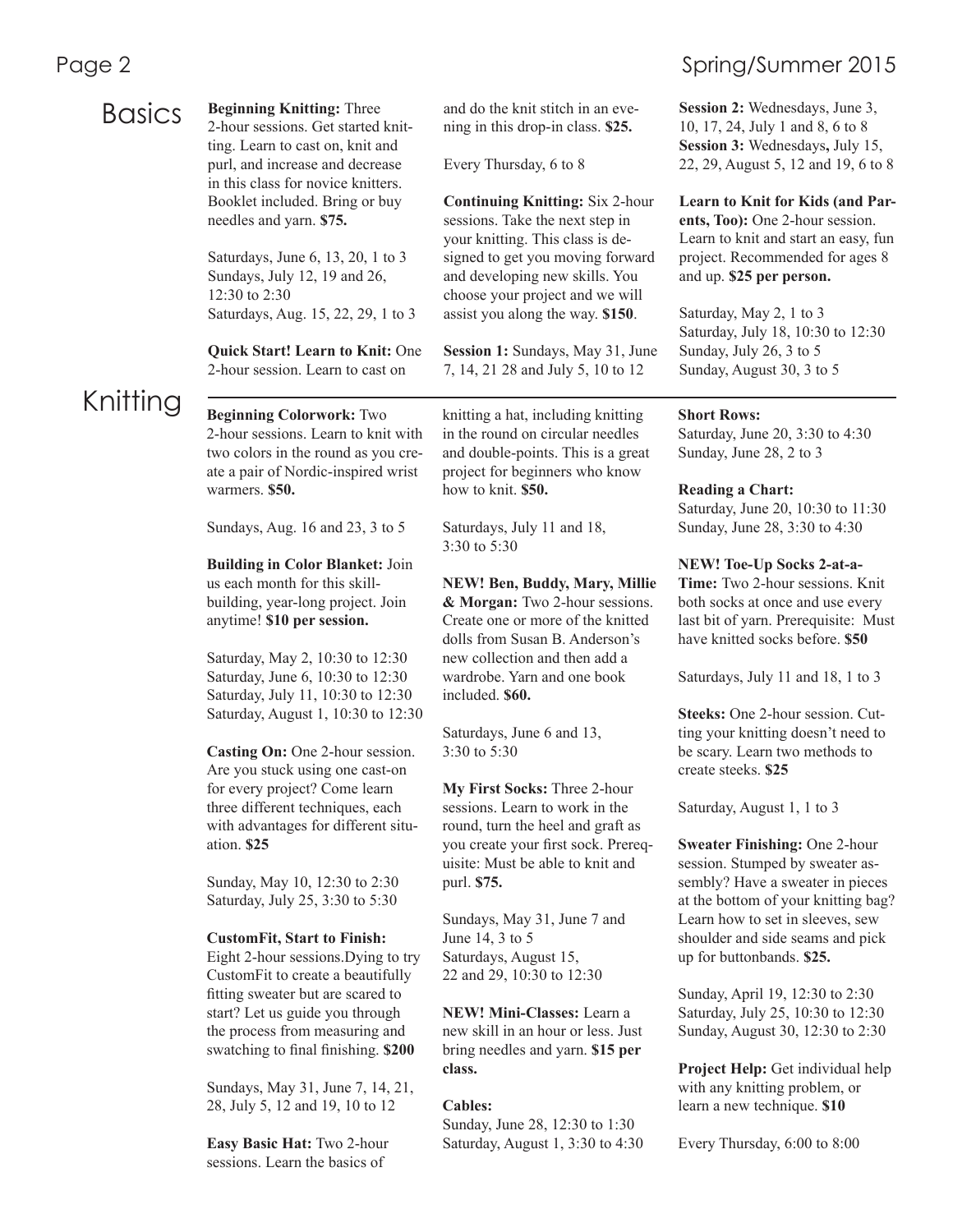## Basics

**Beginning Knitting:** Three 2-hour sessions. Get started knitting. Learn to cast on, knit and purl, and increase and decrease in this class for novice knitters. Booklet included. Bring or buy needles and yarn. **$75.**

Saturdays, June 6, 13, 20, 1 to 3
Sundays, July 12, 19 and 26, 12:30 to 2:30
Saturdays, Aug. 15, 22, 29, 1 to 3

**Quick Start! Learn to Knit:** One 2-hour session. Learn to cast on and do the knit stitch in an evening in this drop-in class. **$25.**

Every Thursday, 6 to 8

**Continuing Knitting:** Six 2-hour sessions. Take the next step in your knitting. This class is designed to get you moving forward and developing new skills. You choose your project and we will assist you along the way. **$150**.

**Session 1:** Sundays, May 31, June 7, 14, 21 28 and July 5, 10 to 12
**Session 2:** Wednesdays, June 3, 10, 17, 24, July 1 and 8, 6 to 8
**Session 3:** Wednesdays**,** July 15, 22, 29, August 5, 12 and 19, 6 to 8

**Learn to Knit for Kids (and Parents, Too):** One 2-hour session. Learn to knit and start an easy, fun project. Recommended for ages 8 and up. **$25 per person.**

Saturday, May 2, 1 to 3
Saturday, July 18, 10:30 to 12:30
Sunday, July 26, 3 to 5
Sunday, August 30, 3 to 5

## Knitting

**Beginning Colorwork:** Two 2-hour sessions. Learn to knit with two colors in the round as you create a pair of Nordic-inspired wrist warmers. **$50.**

Sundays, Aug. 16 and 23, 3 to 5

**Building in Color Blanket:** Join us each month for this skill-building, year-long project. Join anytime! **$10 per session.**

Saturday, May 2, 10:30 to 12:30
Saturday, June 6, 10:30 to 12:30
Saturday, July 11, 10:30 to 12:30
Saturday, August 1, 10:30 to 12:30

**Casting On:** One 2-hour session. Are you stuck using one cast-on for every project? Come learn three different techniques, each with advantages for different situation. **$25**

Sunday, May 10, 12:30 to 2:30
Saturday, July 25, 3:30 to 5:30

**CustomFit, Start to Finish:** Eight 2-hour sessions.Dying to try CustomFit to create a beautifully fitting sweater but are scared to start? Let us guide you through the process from measuring and swatching to final finishing. **$200**

Sundays, May 31, June 7, 14, 21, 28, July 5, 12 and 19, 10 to 12

**Easy Basic Hat:** Two 2-hour sessions. Learn the basics of knitting a hat, including knitting in the round on circular needles and double-points. This is a great project for beginners who know how to knit. **$50.**

Saturdays, July 11 and 18, 3:30 to 5:30

**NEW! Ben, Buddy, Mary, Millie & Morgan:** Two 2-hour sessions. Create one or more of the knitted dolls from Susan B. Anderson's new collection and then add a wardrobe. Yarn and one book included. **$60.**

Saturdays, June 6 and 13, 3:30 to 5:30

**My First Socks:** Three 2-hour sessions. Learn to work in the round, turn the heel and graft as you create your first sock. Prerequisite: Must be able to knit and purl. **$75.**

Sundays, May 31, June 7 and June 14, 3 to 5
Saturdays, August 15, 22 and 29, 10:30 to 12:30

**NEW! Mini-Classes:** Learn a new skill in an hour or less. Just bring needles and yarn. **$15 per class.**

**Cables:**
Sunday, June 28, 12:30 to 1:30
Saturday, August 1, 3:30 to 4:30

**Short Rows:**
Saturday, June 20, 3:30 to 4:30
Sunday, June 28, 2 to 3

**Reading a Chart:**
Saturday, June 20, 10:30 to 11:30
Sunday, June 28, 3:30 to 4:30

**NEW! Toe-Up Socks 2-at-a-Time:** Two 2-hour sessions. Knit both socks at once and use every last bit of yarn. Prerequisite: Must have knitted socks before. **$50**

Saturdays, July 11 and 18, 1 to 3

**Steeks:** One 2-hour session. Cutting your knitting doesn't need to be scary. Learn two methods to create steeks. **$25**

Saturday, August 1, 1 to 3

**Sweater Finishing:** One 2-hour session. Stumped by sweater assembly? Have a sweater in pieces at the bottom of your knitting bag? Learn how to set in sleeves, sew shoulder and side seams and pick up for buttonbands. **$25.**

Sunday, April 19, 12:30 to 2:30
Saturday, July 25, 10:30 to 12:30
Sunday, August 30, 12:30 to 2:30

**Project Help:** Get individual help with any knitting problem, or learn a new technique. **$10**

Every Thursday, 6:00 to 8:00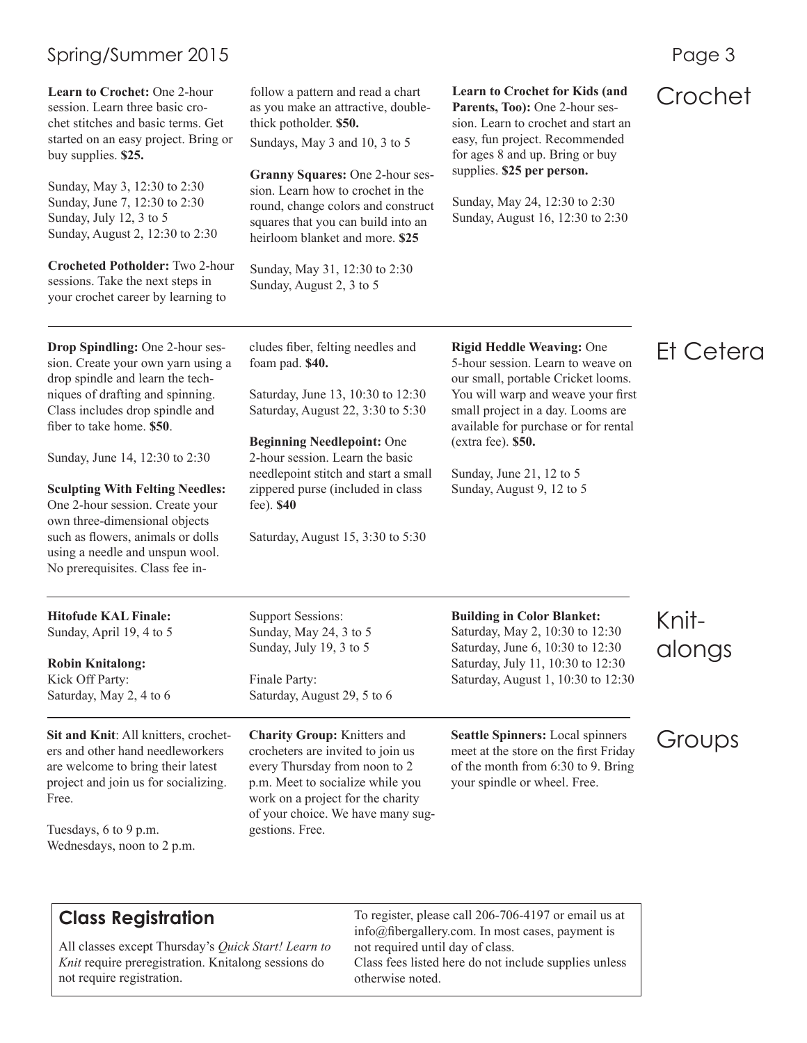## Crochet

**Learn to Crochet:** One 2-hour session. Learn three basic crochet stitches and basic terms. Get started on an easy project. Bring or buy supplies. **$25.**

Sunday, May 3, 12:30 to 2:30
Sunday, June 7, 12:30 to 2:30
Sunday, July 12, 3 to 5
Sunday, August 2, 12:30 to 2:30

**Crocheted Potholder:** Two 2-hour sessions. Take the next steps in your crochet career by learning to follow a pattern and read a chart as you make an attractive, double-thick potholder. **$50.**

Sundays, May 3 and 10, 3 to 5

**Granny Squares:** One 2-hour session. Learn how to crochet in the round, change colors and construct squares that you can build into an heirloom blanket and more. **$25**

Sunday, May 31, 12:30 to 2:30
Sunday, August 2, 3 to 5

**Learn to Crochet for Kids (and Parents, Too):** One 2-hour session. Learn to crochet and start an easy, fun project. Recommended for ages 8 and up. Bring or buy supplies. **$25 per person.**

Sunday, May 24, 12:30 to 2:30
Sunday, August 16, 12:30 to 2:30

## Et Cetera

**Drop Spindling:** One 2-hour session. Create your own yarn using a drop spindle and learn the techniques of drafting and spinning. Class includes drop spindle and fiber to take home. **$50**.

Sunday, June 14, 12:30 to 2:30

**Sculpting With Felting Needles:** One 2-hour session. Create your own three-dimensional objects such as flowers, animals or dolls using a needle and unspun wool. No prerequisites. Class fee includes fiber, felting needles and foam pad. **$40.**

Saturday, June 13, 10:30 to 12:30
Saturday, August 22, 3:30 to 5:30

**Beginning Needlepoint:** One 2-hour session. Learn the basic needlepoint stitch and start a small zippered purse (included in class fee). **$40**

Saturday, August 15, 3:30 to 5:30

**Rigid Heddle Weaving:** One 5-hour session. Learn to weave on our small, portable Cricket looms. You will warp and weave your first small project in a day. Looms are available for purchase or for rental (extra fee). **$50.**

Sunday, June 21, 12 to 5
Sunday, August 9, 12 to 5

## Knit-alongs

**Hitofude KAL Finale:**
Sunday, April 19, 4 to 5

**Robin Knitalong:**
Kick Off Party:
Saturday, May 2, 4 to 6

Support Sessions:
Sunday, May 24, 3 to 5
Sunday, July 19, 3 to 5

Finale Party:
Saturday, August 29, 5 to 6

**Building in Color Blanket:**
Saturday, May 2, 10:30 to 12:30
Saturday, June 6, 10:30 to 12:30
Saturday, July 11, 10:30 to 12:30
Saturday, August 1, 10:30 to 12:30

## Groups

**Sit and Knit**: All knitters, crocheters and other hand needleworkers are welcome to bring their latest project and join us for socializing. Free.

Tuesdays, 6 to 9 p.m.
Wednesdays, noon to 2 p.m.

**Charity Group:** Knitters and crocheters are invited to join us every Thursday from noon to 2 p.m. Meet to socialize while you work on a project for the charity of your choice. We have many suggestions. Free.

**Seattle Spinners:** Local spinners meet at the store on the first Friday of the month from 6:30 to 9. Bring your spindle or wheel. Free.

## Class Registration

All classes except Thursday's *Quick Start! Learn to Knit* require preregistration. Knitalong sessions do not require registration.

To register, please call 206-706-4197 or email us at info@fibergallery.com. In most cases, payment is not required until day of class.
Class fees listed here do not include supplies unless otherwise noted.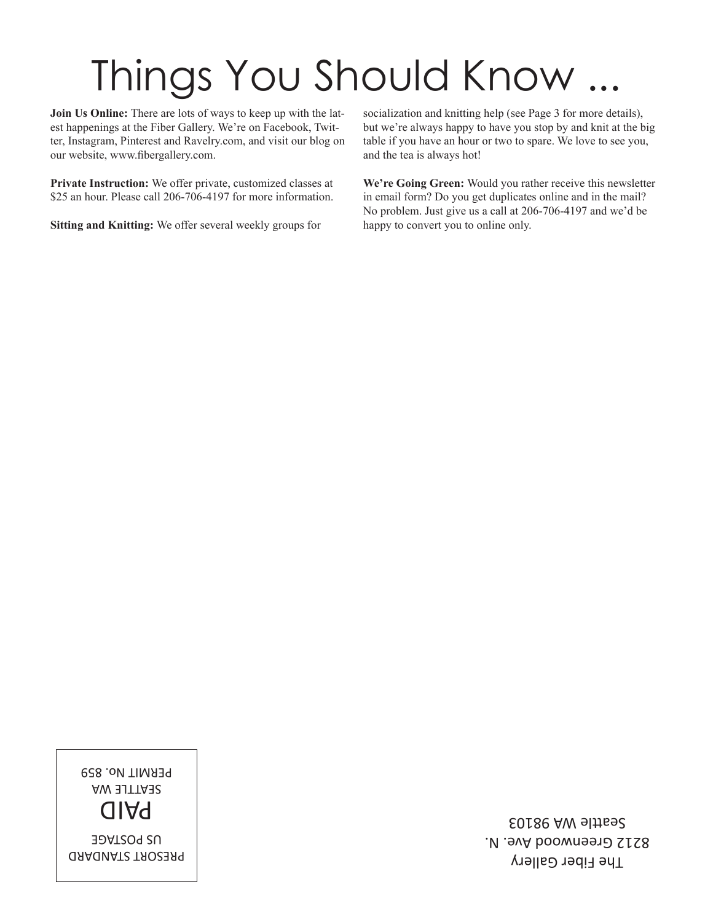# Things You Should Know ...

**Join Us Online:** There are lots of ways to keep up with the latest happenings at the Fiber Gallery. We're on Facebook, Twitter, Instagram, Pinterest and Ravelry.com, and visit our blog on our website, www.fibergallery.com.

**Private Instruction:** We offer private, customized classes at $25 an hour. Please call 206-706-4197 for more information.

**Sitting and Knitting:** We offer several weekly groups for socialization and knitting help (see Page 3 for more details), but we're always happy to have you stop by and knit at the big table if you have an hour or two to spare. We love to see you, and the tea is always hot!

**We're Going Green:** Would you rather receive this newsletter in email form? Do you get duplicates online and in the mail? No problem. Just give us a call at 206-706-4197 and we'd be happy to convert you to online only.

PRESORT STANDARD
US POSTAGE
PAID
SEATTLE WA
PERMIT No. 859

The Fiber Gallery
8212 Greenwood Ave. N.
Seattle WA 98103